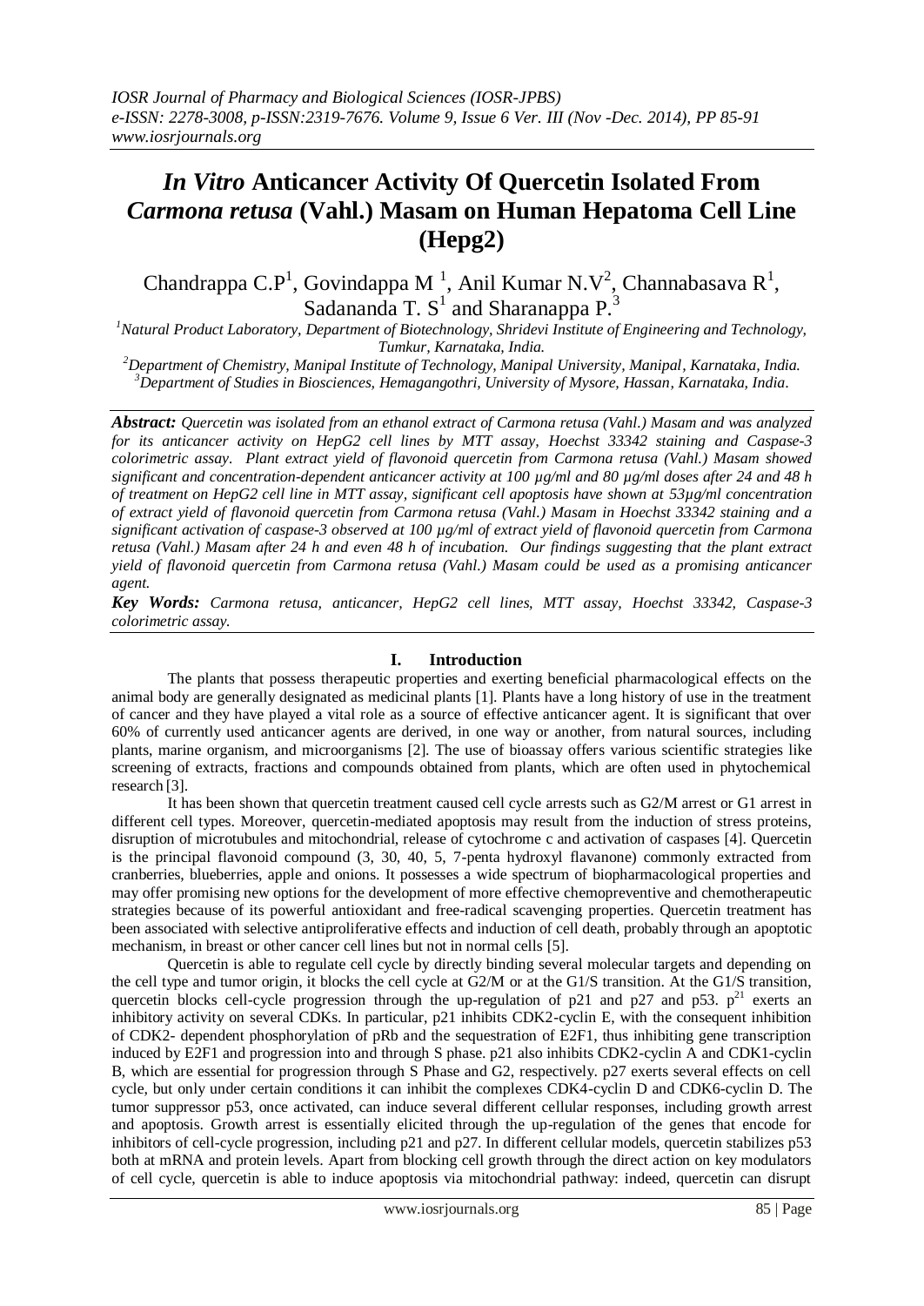# *In Vitro* Anticancer Activity Of Quercetin Isolated From *Carmona retusa* (Vahl.) Masam on Human Hepatoma Cell Line (Hepg2)

Chandrappa C.P[1], Govindappa M [1], Anil Kumar N.V[2], Channabasava R[1], Sadananda T. S[1] and Sharanappa P.[3]

[1]*Natural Product Laboratory, Department of Biotechnology, Shridevi Institute of Engineering and Technology, Tumkur, Karnataka, India.*
[2]*Department of Chemistry, Manipal Institute of Technology, Manipal University, Manipal, Karnataka, India.*
[3]*Department of Studies in Biosciences, Hemagangothri, University of Mysore, Hassan, Karnataka, India.*

***Abstract:*** *Quercetin was isolated from an ethanol extract of Carmona retusa (Vahl.) Masam and was analyzed for its anticancer activity on HepG2 cell lines by MTT assay, Hoechst 33342 staining and Caspase-3 colorimetric assay. Plant extract yield of flavonoid quercetin from Carmona retusa (Vahl.) Masam showed significant and concentration-dependent anticancer activity at 100 µg/ml and 80 µg/ml doses after 24 and 48 h of treatment on HepG2 cell line in MTT assay, significant cell apoptosis have shown at 53µg/ml concentration of extract yield of flavonoid quercetin from Carmona retusa (Vahl.) Masam in Hoechst 33342 staining and a significant activation of caspase-3 observed at 100 µg/ml of extract yield of flavonoid quercetin from Carmona retusa (Vahl.) Masam after 24 h and even 48 h of incubation. Our findings suggesting that the plant extract yield of flavonoid quercetin from Carmona retusa (Vahl.) Masam could be used as a promising anticancer agent.*

***Key Words:*** *Carmona retusa, anticancer, HepG2 cell lines, MTT assay, Hoechst 33342, Caspase-3 colorimetric assay.*

## I. Introduction

The plants that possess therapeutic properties and exerting beneficial pharmacological effects on the animal body are generally designated as medicinal plants [1]. Plants have a long history of use in the treatment of cancer and they have played a vital role as a source of effective anticancer agent. It is significant that over 60% of currently used anticancer agents are derived, in one way or another, from natural sources, including plants, marine organism, and microorganisms [2]. The use of bioassay offers various scientific strategies like screening of extracts, fractions and compounds obtained from plants, which are often used in phytochemical research [3].

It has been shown that quercetin treatment caused cell cycle arrests such as G2/M arrest or G1 arrest in different cell types. Moreover, quercetin-mediated apoptosis may result from the induction of stress proteins, disruption of microtubules and mitochondrial, release of cytochrome c and activation of caspases [4]. Quercetin is the principal flavonoid compound (3, 30, 40, 5, 7-penta hydroxyl flavanone) commonly extracted from cranberries, blueberries, apple and onions. It possesses a wide spectrum of biopharmacological properties and may offer promising new options for the development of more effective chemopreventive and chemotherapeutic strategies because of its powerful antioxidant and free-radical scavenging properties. Quercetin treatment has been associated with selective antiproliferative effects and induction of cell death, probably through an apoptotic mechanism, in breast or other cancer cell lines but not in normal cells [5].

Quercetin is able to regulate cell cycle by directly binding several molecular targets and depending on the cell type and tumor origin, it blocks the cell cycle at G2/M or at the G1/S transition. At the G1/S transition, quercetin blocks cell-cycle progression through the up-regulation of p21 and p27 and p53. $p^{21}$ exerts an inhibitory activity on several CDKs. In particular, p21 inhibits CDK2-cyclin E, with the consequent inhibition of CDK2- dependent phosphorylation of pRb and the sequestration of E2F1, thus inhibiting gene transcription induced by E2F1 and progression into and through S phase. p21 also inhibits CDK2-cyclin A and CDK1-cyclin B, which are essential for progression through S Phase and G2, respectively. p27 exerts several effects on cell cycle, but only under certain conditions it can inhibit the complexes CDK4-cyclin D and CDK6-cyclin D. The tumor suppressor p53, once activated, can induce several different cellular responses, including growth arrest and apoptosis. Growth arrest is essentially elicited through the up-regulation of the genes that encode for inhibitors of cell-cycle progression, including p21 and p27. In different cellular models, quercetin stabilizes p53 both at mRNA and protein levels. Apart from blocking cell growth through the direct action on key modulators of cell cycle, quercetin is able to induce apoptosis via mitochondrial pathway: indeed, quercetin can disrupt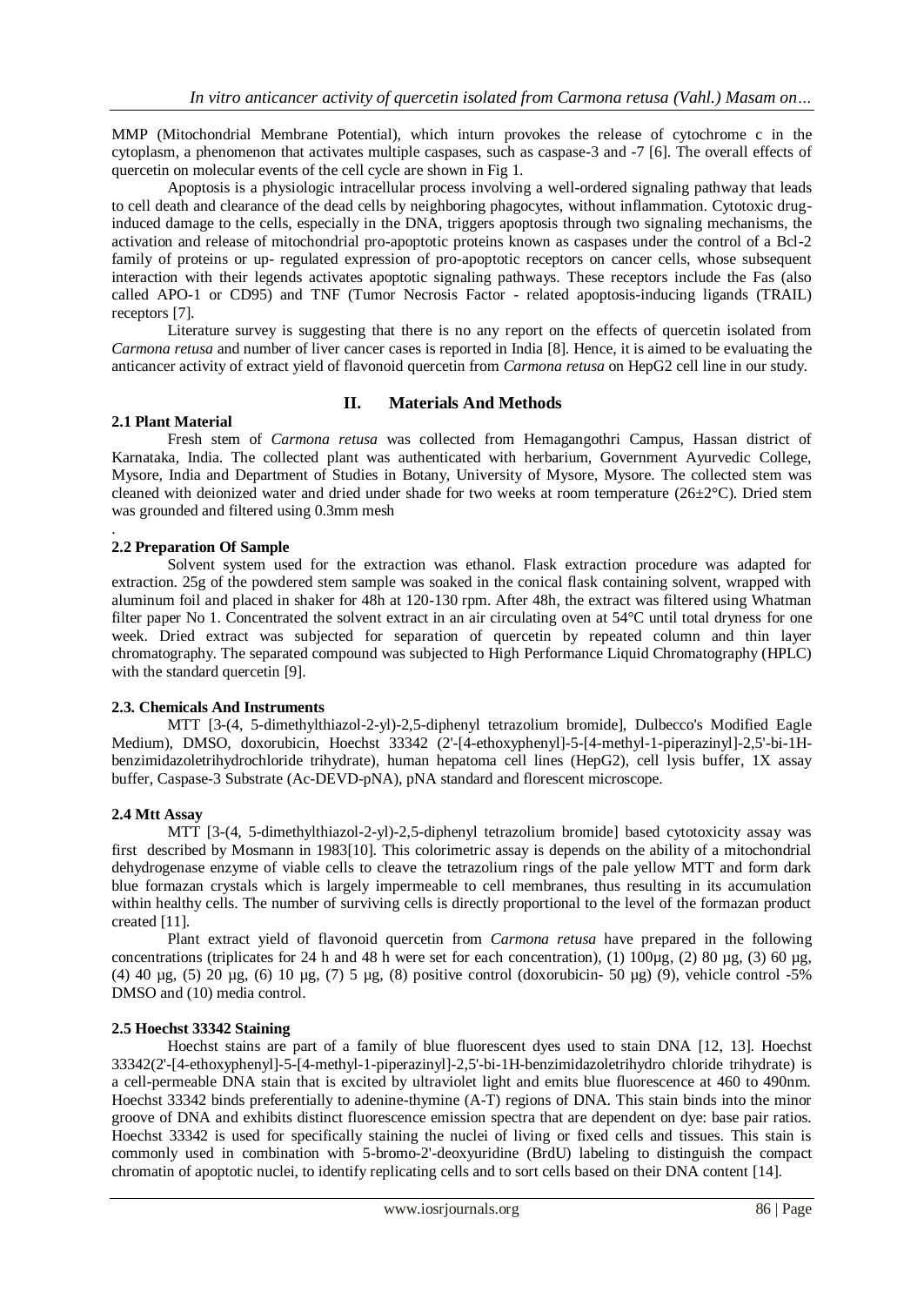MMP (Mitochondrial Membrane Potential), which inturn provokes the release of cytochrome c in the cytoplasm, a phenomenon that activates multiple caspases, such as caspase-3 and -7 [6]. The overall effects of quercetin on molecular events of the cell cycle are shown in Fig 1.

Apoptosis is a physiologic intracellular process involving a well-ordered signaling pathway that leads to cell death and clearance of the dead cells by neighboring phagocytes, without inflammation. Cytotoxic drug-induced damage to the cells, especially in the DNA, triggers apoptosis through two signaling mechanisms, the activation and release of mitochondrial pro-apoptotic proteins known as caspases under the control of a Bcl-2 family of proteins or up- regulated expression of pro-apoptotic receptors on cancer cells, whose subsequent interaction with their legends activates apoptotic signaling pathways. These receptors include the Fas (also called APO-1 or CD95) and TNF (Tumor Necrosis Factor - related apoptosis-inducing ligands (TRAIL) receptors [7].

Literature survey is suggesting that there is no any report on the effects of quercetin isolated from *Carmona retusa* and number of liver cancer cases is reported in India [8]. Hence, it is aimed to be evaluating the anticancer activity of extract yield of flavonoid quercetin from *Carmona retusa* on HepG2 cell line in our study.

## II. Materials And Methods

### 2.1 Plant Material

Fresh stem of *Carmona retusa* was collected from Hemagangothri Campus, Hassan district of Karnataka, India. The collected plant was authenticated with herbarium, Government Ayurvedic College, Mysore, India and Department of Studies in Botany, University of Mysore, Mysore. The collected stem was cleaned with deionized water and dried under shade for two weeks at room temperature (26±2°C). Dried stem was grounded and filtered using 0.3mm mesh

.

### 2.2 Preparation Of Sample

Solvent system used for the extraction was ethanol. Flask extraction procedure was adapted for extraction. 25g of the powdered stem sample was soaked in the conical flask containing solvent, wrapped with aluminum foil and placed in shaker for 48h at 120-130 rpm. After 48h, the extract was filtered using Whatman filter paper No 1. Concentrated the solvent extract in an air circulating oven at 54°C until total dryness for one week. Dried extract was subjected for separation of quercetin by repeated column and thin layer chromatography. The separated compound was subjected to High Performance Liquid Chromatography (HPLC) with the standard quercetin [9].

### 2.3. Chemicals And Instruments

MTT [3-(4, 5-dimethylthiazol-2-yl)-2,5-diphenyl tetrazolium bromide], Dulbecco's Modified Eagle Medium), DMSO, doxorubicin, Hoechst 33342 (2'-[4-ethoxyphenyl]-5-[4-methyl-1-piperazinyl]-2,5'-bi-1H-benzimidazoletrihydrochloride trihydrate), human hepatoma cell lines (HepG2), cell lysis buffer, 1X assay buffer, Caspase-3 Substrate (Ac-DEVD-pNA), pNA standard and florescent microscope.

### 2.4 Mtt Assay

MTT [3-(4, 5-dimethylthiazol-2-yl)-2,5-diphenyl tetrazolium bromide] based cytotoxicity assay was first described by Mosmann in 1983[10]. This colorimetric assay is depends on the ability of a mitochondrial dehydrogenase enzyme of viable cells to cleave the tetrazolium rings of the pale yellow MTT and form dark blue formazan crystals which is largely impermeable to cell membranes, thus resulting in its accumulation within healthy cells. The number of surviving cells is directly proportional to the level of the formazan product created [11].

Plant extract yield of flavonoid quercetin from *Carmona retusa* have prepared in the following concentrations (triplicates for 24 h and 48 h were set for each concentration), (1) 100µg, (2) 80 µg, (3) 60 µg, (4) 40 µg, (5) 20 µg, (6) 10 µg, (7) 5 µg, (8) positive control (doxorubicin- 50 µg) (9), vehicle control -5% DMSO and (10) media control.

### 2.5 Hoechst 33342 Staining

Hoechst stains are part of a family of blue fluorescent dyes used to stain DNA [12, 13]. Hoechst 33342(2'-[4-ethoxyphenyl]-5-[4-methyl-1-piperazinyl]-2,5'-bi-1H-benzimidazoletrihydro chloride trihydrate) is a cell-permeable DNA stain that is excited by ultraviolet light and emits blue fluorescence at 460 to 490nm. Hoechst 33342 binds preferentially to adenine-thymine (A-T) regions of DNA. This stain binds into the minor groove of DNA and exhibits distinct fluorescence emission spectra that are dependent on dye: base pair ratios. Hoechst 33342 is used for specifically staining the nuclei of living or fixed cells and tissues. This stain is commonly used in combination with 5-bromo-2'-deoxyuridine (BrdU) labeling to distinguish the compact chromatin of apoptotic nuclei, to identify replicating cells and to sort cells based on their DNA content [14].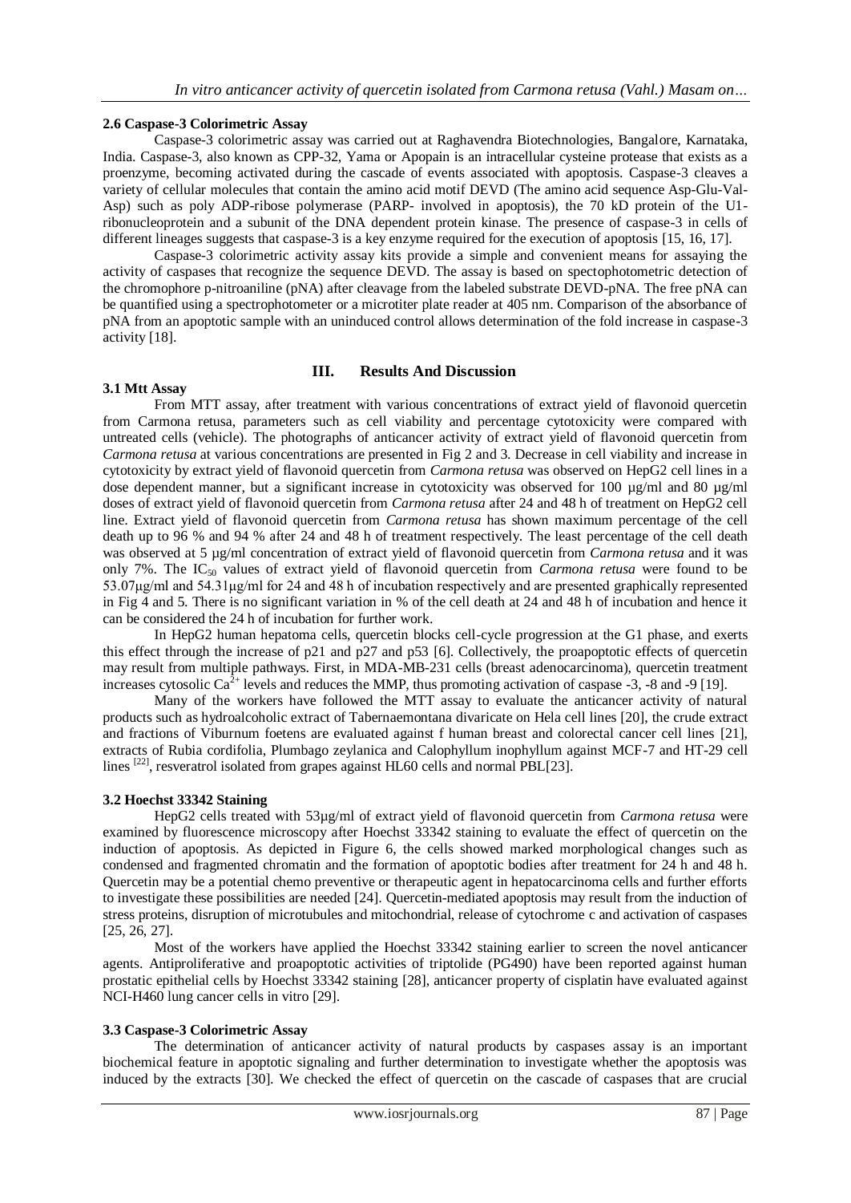### 2.6 Caspase-3 Colorimetric Assay

Caspase-3 colorimetric assay was carried out at Raghavendra Biotechnologies, Bangalore, Karnataka, India. Caspase-3, also known as CPP-32, Yama or Apopain is an intracellular cysteine protease that exists as a proenzyme, becoming activated during the cascade of events associated with apoptosis. Caspase-3 cleaves a variety of cellular molecules that contain the amino acid motif DEVD (The amino acid sequence Asp-Glu-Val-Asp) such as poly ADP-ribose polymerase (PARP- involved in apoptosis), the 70 kD protein of the U1-ribonucleoprotein and a subunit of the DNA dependent protein kinase. The presence of caspase-3 in cells of different lineages suggests that caspase-3 is a key enzyme required for the execution of apoptosis [15, 16, 17].

Caspase-3 colorimetric activity assay kits provide a simple and convenient means for assaying the activity of caspases that recognize the sequence DEVD. The assay is based on spectophotometric detection of the chromophore p-nitroaniline (pNA) after cleavage from the labeled substrate DEVD-pNA. The free pNA can be quantified using a spectrophotometer or a microtiter plate reader at 405 nm. Comparison of the absorbance of pNA from an apoptotic sample with an uninduced control allows determination of the fold increase in caspase-3 activity [18].

## III. Results And Discussion

### 3.1 Mtt Assay

From MTT assay, after treatment with various concentrations of extract yield of flavonoid quercetin from Carmona retusa, parameters such as cell viability and percentage cytotoxicity were compared with untreated cells (vehicle). The photographs of anticancer activity of extract yield of flavonoid quercetin from *Carmona retusa* at various concentrations are presented in Fig 2 and 3. Decrease in cell viability and increase in cytotoxicity by extract yield of flavonoid quercetin from *Carmona retusa* was observed on HepG2 cell lines in a dose dependent manner, but a significant increase in cytotoxicity was observed for 100 µg/ml and 80 µg/ml doses of extract yield of flavonoid quercetin from *Carmona retusa* after 24 and 48 h of treatment on HepG2 cell line. Extract yield of flavonoid quercetin from *Carmona retusa* has shown maximum percentage of the cell death up to 96 % and 94 % after 24 and 48 h of treatment respectively. The least percentage of the cell death was observed at 5 µg/ml concentration of extract yield of flavonoid quercetin from *Carmona retusa* and it was only 7%. The $IC_{50}$ values of extract yield of flavonoid quercetin from *Carmona retusa* were found to be 53.07µg/ml and 54.31µg/ml for 24 and 48 h of incubation respectively and are presented graphically represented in Fig 4 and 5. There is no significant variation in % of the cell death at 24 and 48 h of incubation and hence it can be considered the 24 h of incubation for further work.

In HepG2 human hepatoma cells, quercetin blocks cell-cycle progression at the G1 phase, and exerts this effect through the increase of p21 and p27 and p53 [6]. Collectively, the proapoptotic effects of quercetin may result from multiple pathways. First, in MDA-MB-231 cells (breast adenocarcinoma), quercetin treatment increases cytosolic $Ca^{2+}$ levels and reduces the MMP, thus promoting activation of caspase -3, -8 and -9 [19].

Many of the workers have followed the MTT assay to evaluate the anticancer activity of natural products such as hydroalcoholic extract of Tabernaemontana divaricate on Hela cell lines [20], the crude extract and fractions of Viburnum foetens are evaluated against f human breast and colorectal cancer cell lines [21], extracts of Rubia cordifolia, Plumbago zeylanica and Calophyllum inophyllum against MCF-7 and HT-29 cell lines [22], resveratrol isolated from grapes against HL60 cells and normal PBL[23].

### 3.2 Hoechst 33342 Staining

HepG2 cells treated with 53µg/ml of extract yield of flavonoid quercetin from *Carmona retusa* were examined by fluorescence microscopy after Hoechst 33342 staining to evaluate the effect of quercetin on the induction of apoptosis. As depicted in Figure 6, the cells showed marked morphological changes such as condensed and fragmented chromatin and the formation of apoptotic bodies after treatment for 24 h and 48 h. Quercetin may be a potential chemo preventive or therapeutic agent in hepatocarcinoma cells and further efforts to investigate these possibilities are needed [24]. Quercetin-mediated apoptosis may result from the induction of stress proteins, disruption of microtubules and mitochondrial, release of cytochrome c and activation of caspases [25, 26, 27].

Most of the workers have applied the Hoechst 33342 staining earlier to screen the novel anticancer agents. Antiproliferative and proapoptotic activities of triptolide (PG490) have been reported against human prostatic epithelial cells by Hoechst 33342 staining [28], anticancer property of cisplatin have evaluated against NCI-H460 lung cancer cells in vitro [29].

### 3.3 Caspase-3 Colorimetric Assay

The determination of anticancer activity of natural products by caspases assay is an important biochemical feature in apoptotic signaling and further determination to investigate whether the apoptosis was induced by the extracts [30]. We checked the effect of quercetin on the cascade of caspases that are crucial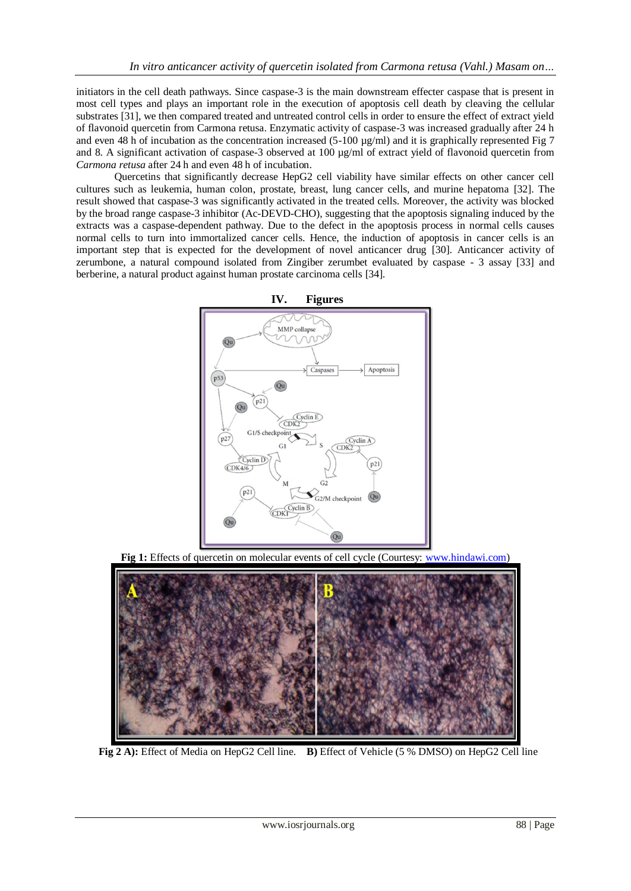initiators in the cell death pathways. Since caspase-3 is the main downstream effecter caspase that is present in most cell types and plays an important role in the execution of apoptosis cell death by cleaving the cellular substrates [31], we then compared treated and untreated control cells in order to ensure the effect of extract yield of flavonoid quercetin from Carmona retusa. Enzymatic activity of caspase-3 was increased gradually after 24 h and even 48 h of incubation as the concentration increased (5-100 µg/ml) and it is graphically represented Fig 7 and 8. A significant activation of caspase-3 observed at 100 µg/ml of extract yield of flavonoid quercetin from *Carmona retusa* after 24 h and even 48 h of incubation.

Quercetins that significantly decrease HepG2 cell viability have similar effects on other cancer cell cultures such as leukemia, human colon, prostate, breast, lung cancer cells, and murine hepatoma [32]. The result showed that caspase-3 was significantly activated in the treated cells. Moreover, the activity was blocked by the broad range caspase-3 inhibitor (Ac-DEVD-CHO), suggesting that the apoptosis signaling induced by the extracts was a caspase-dependent pathway. Due to the defect in the apoptosis process in normal cells causes normal cells to turn into immortalized cancer cells. Hence, the induction of apoptosis in cancer cells is an important step that is expected for the development of novel anticancer drug [30]. Anticancer activity of zerumbone, a natural compound isolated from Zingiber zerumbet evaluated by caspase - 3 assay [33] and berberine, a natural product against human prostate carcinoma cells [34].

## IV. Figures

**Fig 1:** Effects of quercetin on molecular events of cell cycle (Courtesy: www.hindawi.com)

**Fig 2 A):** Effect of Media on HepG2 Cell line. **B)** Effect of Vehicle (5 % DMSO) on HepG2 Cell line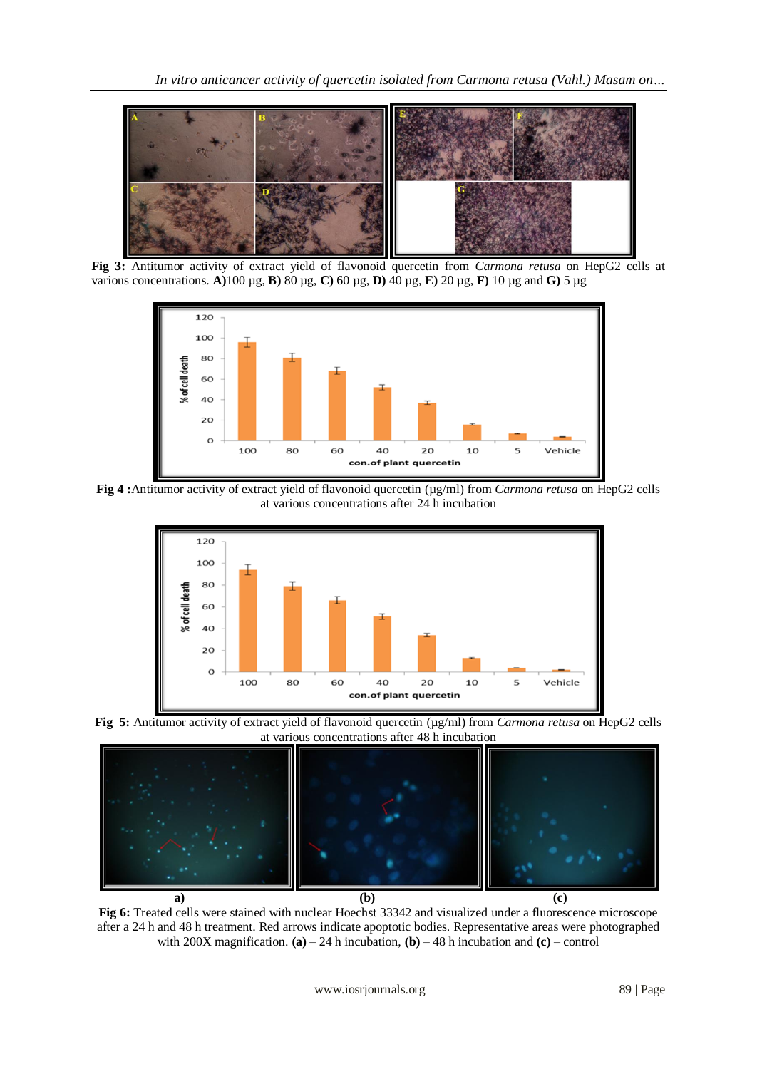**Fig 3:** Antitumor activity of extract yield of flavonoid quercetin from *Carmona retusa* on HepG2 cells at various concentrations. **A)** 100 µg, **B)** 80 µg, **C)** 60 µg, **D)** 40 µg, **E)** 20 µg, **F)** 10 µg and **G)** 5 µg

**Fig 4 :** Antitumor activity of extract yield of flavonoid quercetin (µg/ml) from *Carmona retusa* on HepG2 cells at various concentrations after 24 h incubation

**Fig 5:** Antitumor activity of extract yield of flavonoid quercetin (µg/ml) from *Carmona retusa* on HepG2 cells at various concentrations after 48 h incubation

**Fig 6:** Treated cells were stained with nuclear Hoechst 33342 and visualized under a fluorescence microscope after a 24 h and 48 h treatment. Red arrows indicate apoptotic bodies. Representative areas were photographed with 200X magnification. **(a)** – 24 h incubation, **(b)** – 48 h incubation and **(c)** – control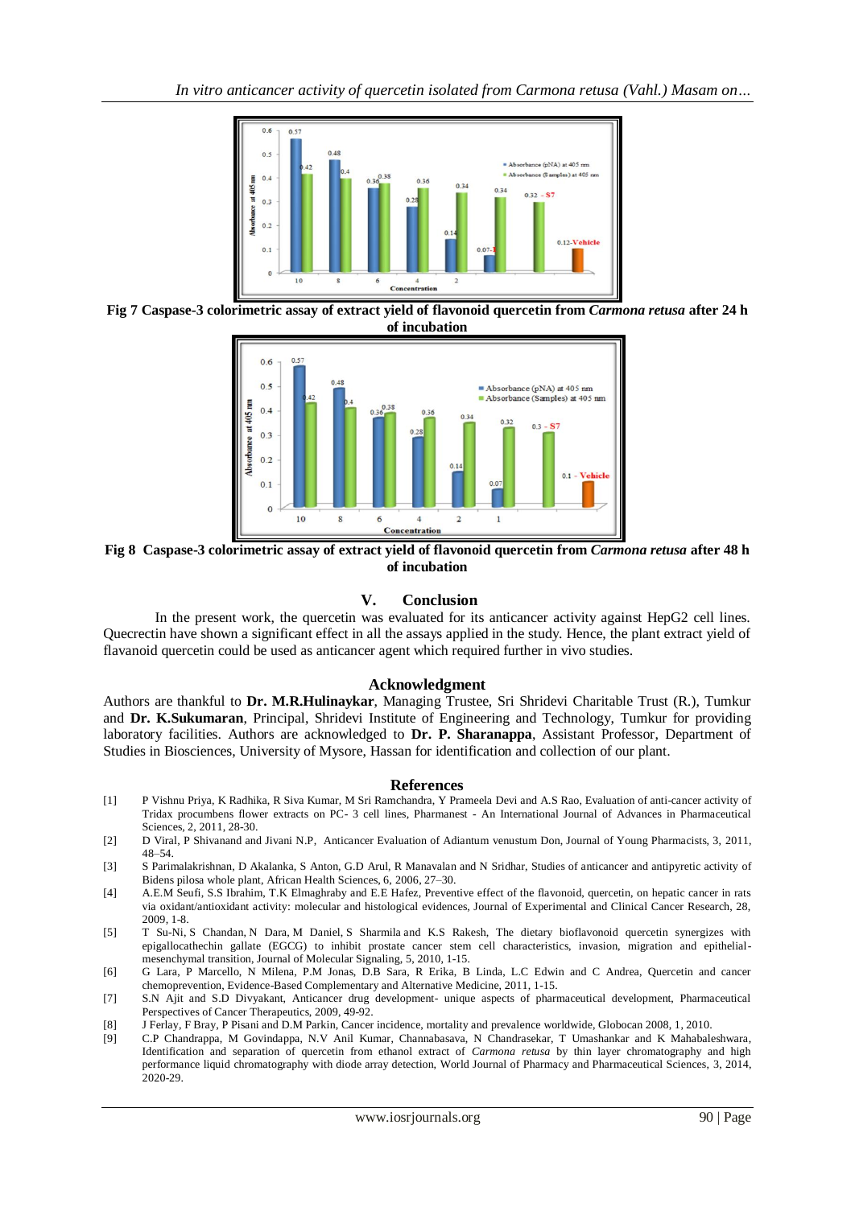Fig 7 Caspase-3 colorimetric assay of extract yield of flavonoid quercetin from *Carmona retusa* after 24 h of incubation

Fig 8 Caspase-3 colorimetric assay of extract yield of flavonoid quercetin from *Carmona retusa* after 48 h of incubation

## V. Conclusion

In the present work, the quercetin was evaluated for its anticancer activity against HepG2 cell lines. Quecrectin have shown a significant effect in all the assays applied in the study. Hence, the plant extract yield of flavanoid quercetin could be used as anticancer agent which required further in vivo studies.

## Acknowledgment

Authors are thankful to **Dr. M.R.Hulinaykar**, Managing Trustee, Sri Shridevi Charitable Trust (R.), Tumkur and **Dr. K.Sukumaran**, Principal, Shridevi Institute of Engineering and Technology, Tumkur for providing laboratory facilities. Authors are acknowledged to **Dr. P. Sharanappa**, Assistant Professor, Department of Studies in Biosciences, University of Mysore, Hassan for identification and collection of our plant.

## References

[1] P Vishnu Priya, K Radhika, R Siva Kumar, M Sri Ramchandra, Y Prameela Devi and A.S Rao, Evaluation of anti-cancer activity of Tridax procumbens flower extracts on PC- 3 cell lines, Pharmanest - An International Journal of Advances in Pharmaceutical Sciences, 2, 2011, 28-30.

[2] D Viral, P Shivanand and Jivani N.P, Anticancer Evaluation of Adiantum venustum Don, Journal of Young Pharmacists, 3, 2011, 48–54.

[3] S Parimalakrishnan, D Akalanka, S Anton, G.D Arul, R Manavalan and N Sridhar, Studies of anticancer and antipyretic activity of Bidens pilosa whole plant, African Health Sciences, 6, 2006, 27–30.

[4] A.E.M Seufi, S.S Ibrahim, T.K Elmaghraby and E.E Hafez, Preventive effect of the flavonoid, quercetin, on hepatic cancer in rats via oxidant/antioxidant activity: molecular and histological evidences, Journal of Experimental and Clinical Cancer Research, 28, 2009, 1-8.

[5] T Su-Ni, S Chandan, N Dara, M Daniel, S Sharmila and K.S Rakesh, The dietary bioflavonoid quercetin synergizes with epigallocathechin gallate (EGCG) to inhibit prostate cancer stem cell characteristics, invasion, migration and epithelial-mesenchymal transition, Journal of Molecular Signaling, 5, 2010, 1-15.

[6] G Lara, P Marcello, N Milena, P.M Jonas, D.B Sara, R Erika, B Linda, L.C Edwin and C Andrea, Quercetin and cancer chemoprevention, Evidence-Based Complementary and Alternative Medicine, 2011, 1-15.

[7] S.N Ajit and S.D Divyakant, Anticancer drug development- unique aspects of pharmaceutical development, Pharmaceutical Perspectives of Cancer Therapeutics, 2009, 49-92.

[8] J Ferlay, F Bray, P Pisani and D.M Parkin, Cancer incidence, mortality and prevalence worldwide, Globocan 2008, 1, 2010.

[9] C.P Chandrappa, M Govindappa, N.V Anil Kumar, Channabasava, N Chandrasekar, T Umashankar and K Mahabaleshwara, Identification and separation of quercetin from ethanol extract of *Carmona retusa* by thin layer chromatography and high performance liquid chromatography with diode array detection, World Journal of Pharmacy and Pharmaceutical Sciences, 3, 2014, 2020-29.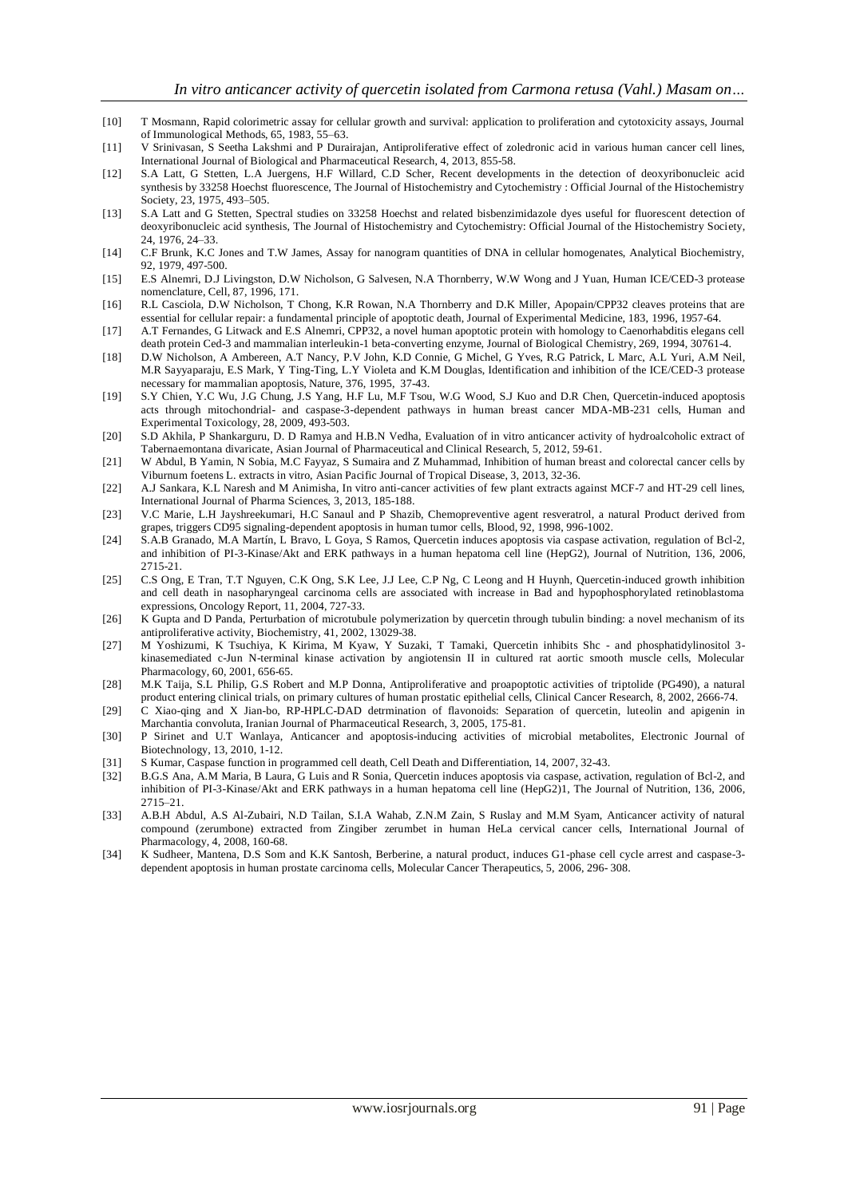[10] T Mosmann, Rapid colorimetric assay for cellular growth and survival: application to proliferation and cytotoxicity assays, Journal of Immunological Methods, 65, 1983, 55–63.

[11] V Srinivasan, S Seetha Lakshmi and P Durairajan, Antiproliferative effect of zoledronic acid in various human cancer cell lines, International Journal of Biological and Pharmaceutical Research, 4, 2013, 855-58.

[12] S.A Latt, G Stetten, L.A Juergens, H.F Willard, C.D Scher, Recent developments in the detection of deoxyribonucleic acid synthesis by 33258 Hoechst fluorescence, The Journal of Histochemistry and Cytochemistry : Official Journal of the Histochemistry Society, 23, 1975, 493–505.

[13] S.A Latt and G Stetten, Spectral studies on 33258 Hoechst and related bisbenzimidazole dyes useful for fluorescent detection of deoxyribonucleic acid synthesis, The Journal of Histochemistry and Cytochemistry: Official Journal of the Histochemistry Society, 24, 1976, 24–33.

[14] C.F Brunk, K.C Jones and T.W James, Assay for nanogram quantities of DNA in cellular homogenates, Analytical Biochemistry, 92, 1979, 497-500.

[15] E.S Alnemri, D.J Livingston, D.W Nicholson, G Salvesen, N.A Thornberry, W.W Wong and J Yuan, Human ICE/CED-3 protease nomenclature, Cell, 87, 1996, 171.

[16] R.L Casciola, D.W Nicholson, T Chong, K.R Rowan, N.A Thornberry and D.K Miller, Apopain/CPP32 cleaves proteins that are essential for cellular repair: a fundamental principle of apoptotic death, Journal of Experimental Medicine, 183, 1996, 1957-64.

[17] A.T Fernandes, G Litwack and E.S Alnemri, CPP32, a novel human apoptotic protein with homology to Caenorhabditis elegans cell death protein Ced-3 and mammalian interleukin-1 beta-converting enzyme, Journal of Biological Chemistry, 269, 1994, 30761-4.

[18] D.W Nicholson, A Ambereen, A.T Nancy, P.V John, K.D Connie, G Michel, G Yves, R.G Patrick, L Marc, A.L Yuri, A.M Neil, M.R Sayyaparaju, E.S Mark, Y Ting-Ting, L.Y Violeta and K.M Douglas, Identification and inhibition of the ICE/CED-3 protease necessary for mammalian apoptosis, Nature, 376, 1995, 37-43.

[19] S.Y Chien, Y.C Wu, J.G Chung, J.S Yang, H.F Lu, M.F Tsou, W.G Wood, S.J Kuo and D.R Chen, Quercetin-induced apoptosis acts through mitochondrial- and caspase-3-dependent pathways in human breast cancer MDA-MB-231 cells, Human and Experimental Toxicology, 28, 2009, 493-503.

[20] S.D Akhila, P Shankarguru, D. D Ramya and H.B.N Vedha, Evaluation of in vitro anticancer activity of hydroalcoholic extract of Tabernaemontana divaricate, Asian Journal of Pharmaceutical and Clinical Research, 5, 2012, 59-61.

[21] W Abdul, B Yamin, N Sobia, M.C Fayyaz, S Sumaira and Z Muhammad, Inhibition of human breast and colorectal cancer cells by Viburnum foetens L. extracts in vitro, Asian Pacific Journal of Tropical Disease, 3, 2013, 32-36.

[22] A.J Sankara, K.L Naresh and M Animisha, In vitro anti-cancer activities of few plant extracts against MCF-7 and HT-29 cell lines, International Journal of Pharma Sciences, 3, 2013, 185-188.

[23] V.C Marie, L.H Jayshreekumari, H.C Sanaul and P Shazib, Chemopreventive agent resveratrol, a natural Product derived from grapes, triggers CD95 signaling-dependent apoptosis in human tumor cells, Blood, 92, 1998, 996-1002.

[24] S.A.B Granado, M.A Martín, L Bravo, L Goya, S Ramos, Quercetin induces apoptosis via caspase activation, regulation of Bcl-2, and inhibition of PI-3-Kinase/Akt and ERK pathways in a human hepatoma cell line (HepG2), Journal of Nutrition, 136, 2006, 2715-21.

[25] C.S Ong, E Tran, T.T Nguyen, C.K Ong, S.K Lee, J.J Lee, C.P Ng, C Leong and H Huynh, Quercetin-induced growth inhibition and cell death in nasopharyngeal carcinoma cells are associated with increase in Bad and hypophosphorylated retinoblastoma expressions, Oncology Report, 11, 2004, 727-33.

[26] K Gupta and D Panda, Perturbation of microtubule polymerization by quercetin through tubulin binding: a novel mechanism of its antiproliferative activity, Biochemistry, 41, 2002, 13029-38.

[27] M Yoshizumi, K Tsuchiya, K Kirima, M Kyaw, Y Suzaki, T Tamaki, Quercetin inhibits Shc - and phosphatidylinositol 3-kinasemediated c-Jun N-terminal kinase activation by angiotensin II in cultured rat aortic smooth muscle cells, Molecular Pharmacology, 60, 2001, 656-65.

[28] M.K Taija, S.L Philip, G.S Robert and M.P Donna, Antiproliferative and proapoptotic activities of triptolide (PG490), a natural product entering clinical trials, on primary cultures of human prostatic epithelial cells, Clinical Cancer Research, 8, 2002, 2666-74.

[29] C Xiao-qing and X Jian-bo, RP-HPLC-DAD detrmination of flavonoids: Separation of quercetin, luteolin and apigenin in Marchantia convoluta, Iranian Journal of Pharmaceutical Research, 3, 2005, 175-81.

[30] P Sirinet and U.T Wanlaya, Anticancer and apoptosis-inducing activities of microbial metabolites, Electronic Journal of Biotechnology, 13, 2010, 1-12.

[31] S Kumar, Caspase function in programmed cell death, Cell Death and Differentiation, 14, 2007, 32-43.

[32] B.G.S Ana, A.M Maria, B Laura, G Luis and R Sonia, Quercetin induces apoptosis via caspase, activation, regulation of Bcl-2, and inhibition of PI-3-Kinase/Akt and ERK pathways in a human hepatoma cell line (HepG2)1, The Journal of Nutrition, 136, 2006, 2715–21.

[33] A.B.H Abdul, A.S Al-Zubairi, N.D Tailan, S.I.A Wahab, Z.N.M Zain, S Ruslay and M.M Syam, Anticancer activity of natural compound (zerumbone) extracted from Zingiber zerumbet in human HeLa cervical cancer cells, International Journal of Pharmacology, 4, 2008, 160-68.

[34] K Sudheer, Mantena, D.S Som and K.K Santosh, Berberine, a natural product, induces G1-phase cell cycle arrest and caspase-3-dependent apoptosis in human prostate carcinoma cells, Molecular Cancer Therapeutics, 5, 2006, 296- 308.